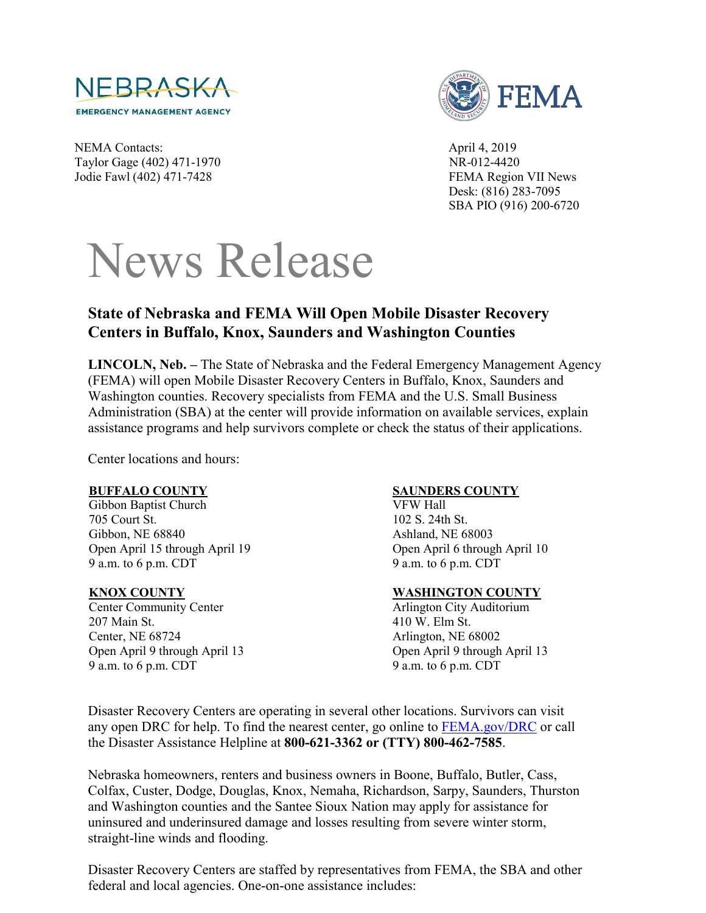NEBRASKA
EMERGENCY MANAGEMENT AGENCY

FEMA

NEMA Contacts:
Taylor Gage (402) 471-1970
Jodie Fawl (402) 471-7428

April 4, 2019
NR-012-4420
FEMA Region VII News
Desk: (816) 283-7095
SBA PIO (916) 200-6720

# News Release

## State of Nebraska and FEMA Will Open Mobile Disaster Recovery Centers in Buffalo, Knox, Saunders and Washington Counties

**LINCOLN, Neb. –** The State of Nebraska and the Federal Emergency Management Agency (FEMA) will open Mobile Disaster Recovery Centers in Buffalo, Knox, Saunders and Washington counties. Recovery specialists from FEMA and the U.S. Small Business Administration (SBA) at the center will provide information on available services, explain assistance programs and help survivors complete or check the status of their applications.

Center locations and hours:

**BUFFALO COUNTY**
Gibbon Baptist Church
705 Court St.
Gibbon, NE 68840
Open April 15 through April 19
9 a.m. to 6 p.m. CDT

**KNOX COUNTY**
Center Community Center
207 Main St.
Center, NE 68724
Open April 9 through April 13
9 a.m. to 6 p.m. CDT

**SAUNDERS COUNTY**
VFW Hall
102 S. 24th St.
Ashland, NE 68003
Open April 6 through April 10
9 a.m. to 6 p.m. CDT

**WASHINGTON COUNTY**
Arlington City Auditorium
410 W. Elm St.
Arlington, NE 68002
Open April 9 through April 13
9 a.m. to 6 p.m. CDT

Disaster Recovery Centers are operating in several other locations. Survivors can visit any open DRC for help. To find the nearest center, go online to [FEMA.gov/DRC](FEMA.gov/DRC) or call the Disaster Assistance Helpline at **800-621-3362 or (TTY) 800-462-7585**.

Nebraska homeowners, renters and business owners in Boone, Buffalo, Butler, Cass, Colfax, Custer, Dodge, Douglas, Knox, Nemaha, Richardson, Sarpy, Saunders, Thurston and Washington counties and the Santee Sioux Nation may apply for assistance for uninsured and underinsured damage and losses resulting from severe winter storm, straight-line winds and flooding.

Disaster Recovery Centers are staffed by representatives from FEMA, the SBA and other federal and local agencies. One-on-one assistance includes: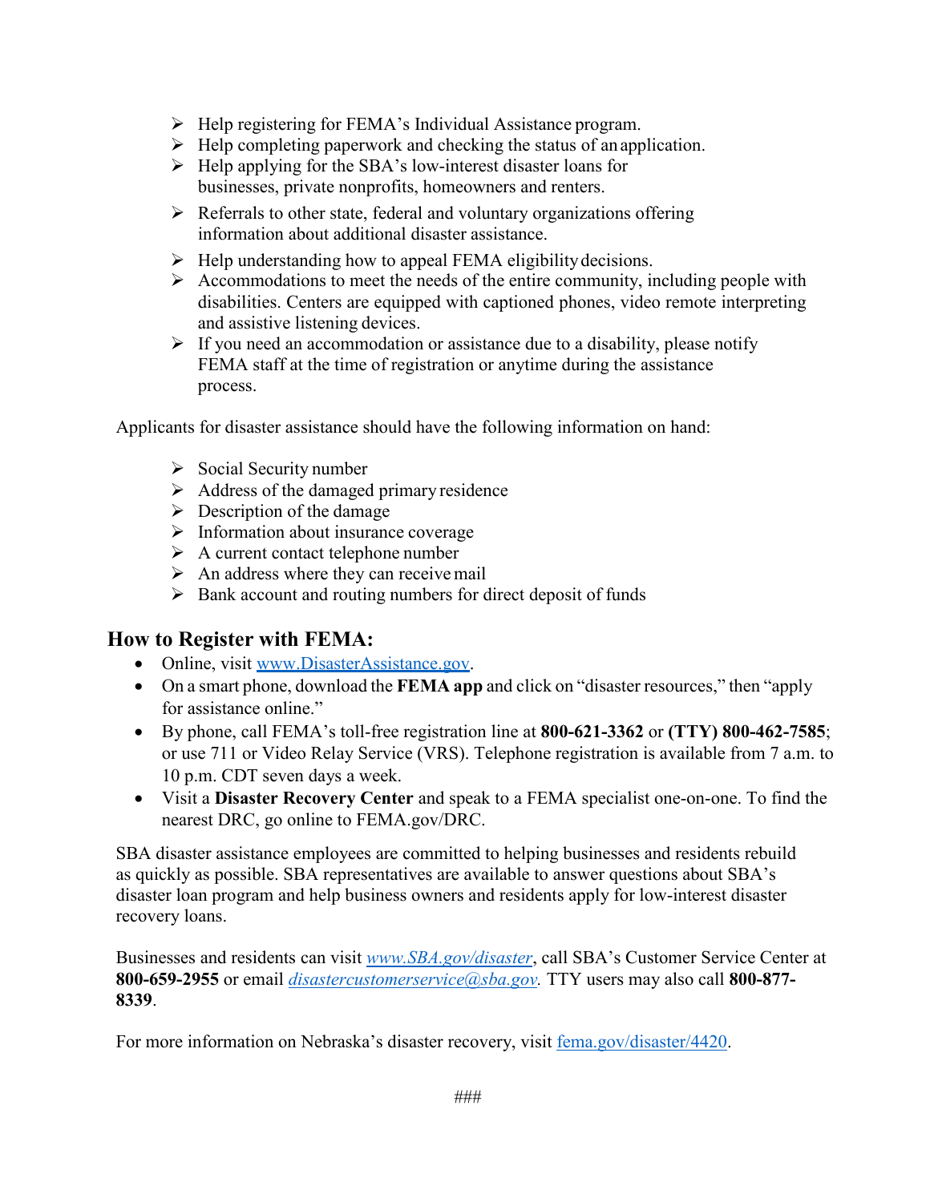- Help registering for FEMA's Individual Assistance program.
- Help completing paperwork and checking the status of an application.
- Help applying for the SBA's low-interest disaster loans for businesses, private nonprofits, homeowners and renters.
- Referrals to other state, federal and voluntary organizations offering information about additional disaster assistance.
- Help understanding how to appeal FEMA eligibility decisions.
- Accommodations to meet the needs of the entire community, including people with disabilities. Centers are equipped with captioned phones, video remote interpreting and assistive listening devices.
- If you need an accommodation or assistance due to a disability, please notify FEMA staff at the time of registration or anytime during the assistance process.

Applicants for disaster assistance should have the following information on hand:

- Social Security number
- Address of the damaged primary residence
- Description of the damage
- Information about insurance coverage
- A current contact telephone number
- An address where they can receive mail
- Bank account and routing numbers for direct deposit of funds

## How to Register with FEMA:

- Online, visit [www.DisasterAssistance.gov](www.DisasterAssistance.gov).
- On a smart phone, download the **FEMA app** and click on "disaster resources," then "apply for assistance online."
- By phone, call FEMA's toll-free registration line at **800-621-3362** or **(TTY) 800-462-7585**; or use 711 or Video Relay Service (VRS). Telephone registration is available from 7 a.m. to 10 p.m. CDT seven days a week.
- Visit a **Disaster Recovery Center** and speak to a FEMA specialist one-on-one. To find the nearest DRC, go online to FEMA.gov/DRC.

SBA disaster assistance employees are committed to helping businesses and residents rebuild as quickly as possible. SBA representatives are available to answer questions about SBA's disaster loan program and help business owners and residents apply for low-interest disaster recovery loans.

Businesses and residents can visit *[www.SBA.gov/disaster](www.SBA.gov/disaster)*, call SBA's Customer Service Center at **800-659-2955** or email *[disastercustomerservice@sba.gov](mailto:disastercustomerservice@sba.gov).* TTY users may also call **800-877-8339**.

For more information on Nebraska's disaster recovery, visit [fema.gov/disaster/4420](fema.gov/disaster/4420).

###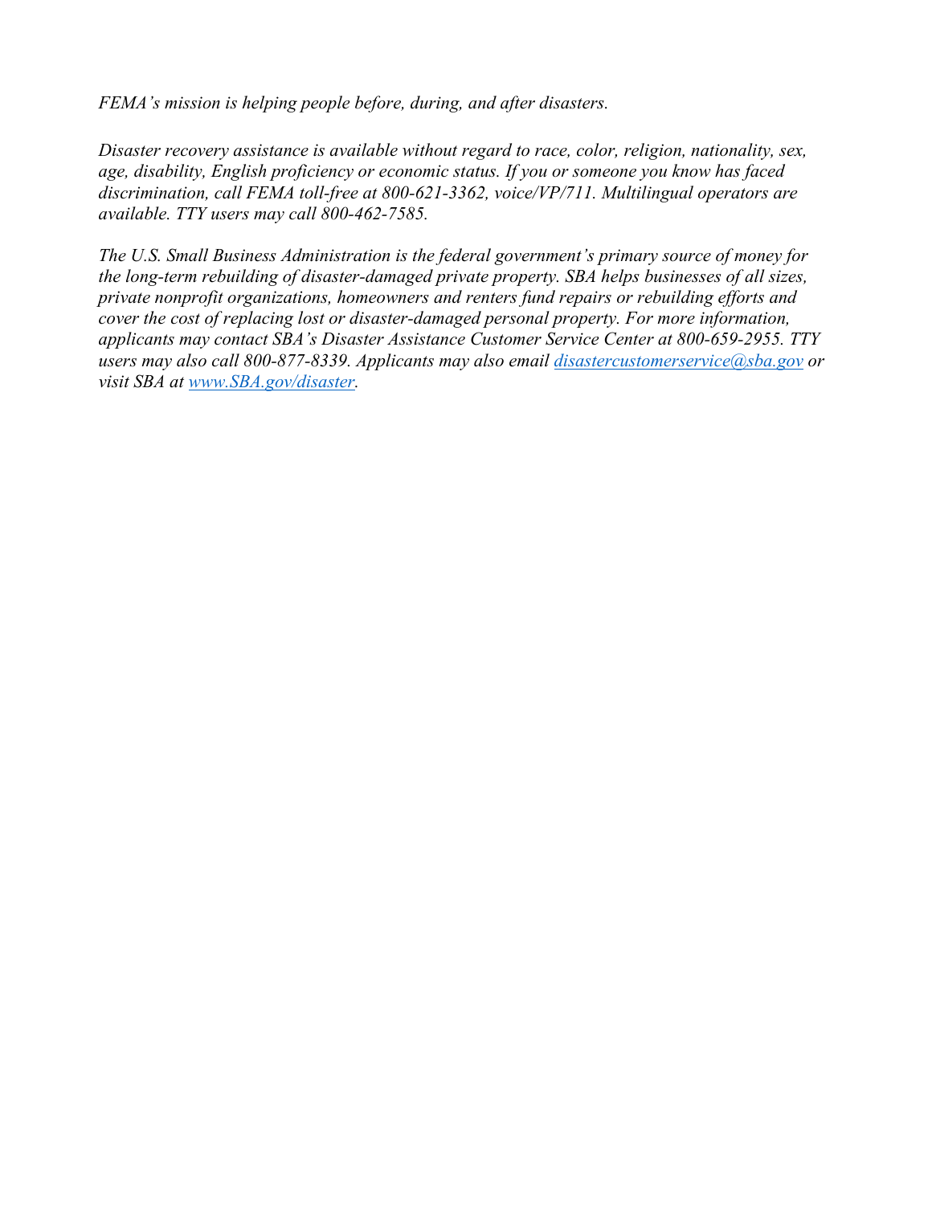*FEMA's mission is helping people before, during, and after disasters.*

*Disaster recovery assistance is available without regard to race, color, religion, nationality, sex, age, disability, English proficiency or economic status. If you or someone you know has faced discrimination, call FEMA toll-free at 800-621-3362, voice/VP/711. Multilingual operators are available. TTY users may call 800-462-7585.*

*The U.S. Small Business Administration is the federal government's primary source of money for the long-term rebuilding of disaster-damaged private property. SBA helps businesses of all sizes, private nonprofit organizations, homeowners and renters fund repairs or rebuilding efforts and cover the cost of replacing lost or disaster-damaged personal property. For more information, applicants may contact SBA's Disaster Assistance Customer Service Center at 800-659-2955. TTY users may also call 800-877-8339. Applicants may also email [disastercustomerservice@sba.gov](mailto:disastercustomerservice@sba.gov) or visit SBA at [www.SBA.gov/disaster](http://www.SBA.gov/disaster).*